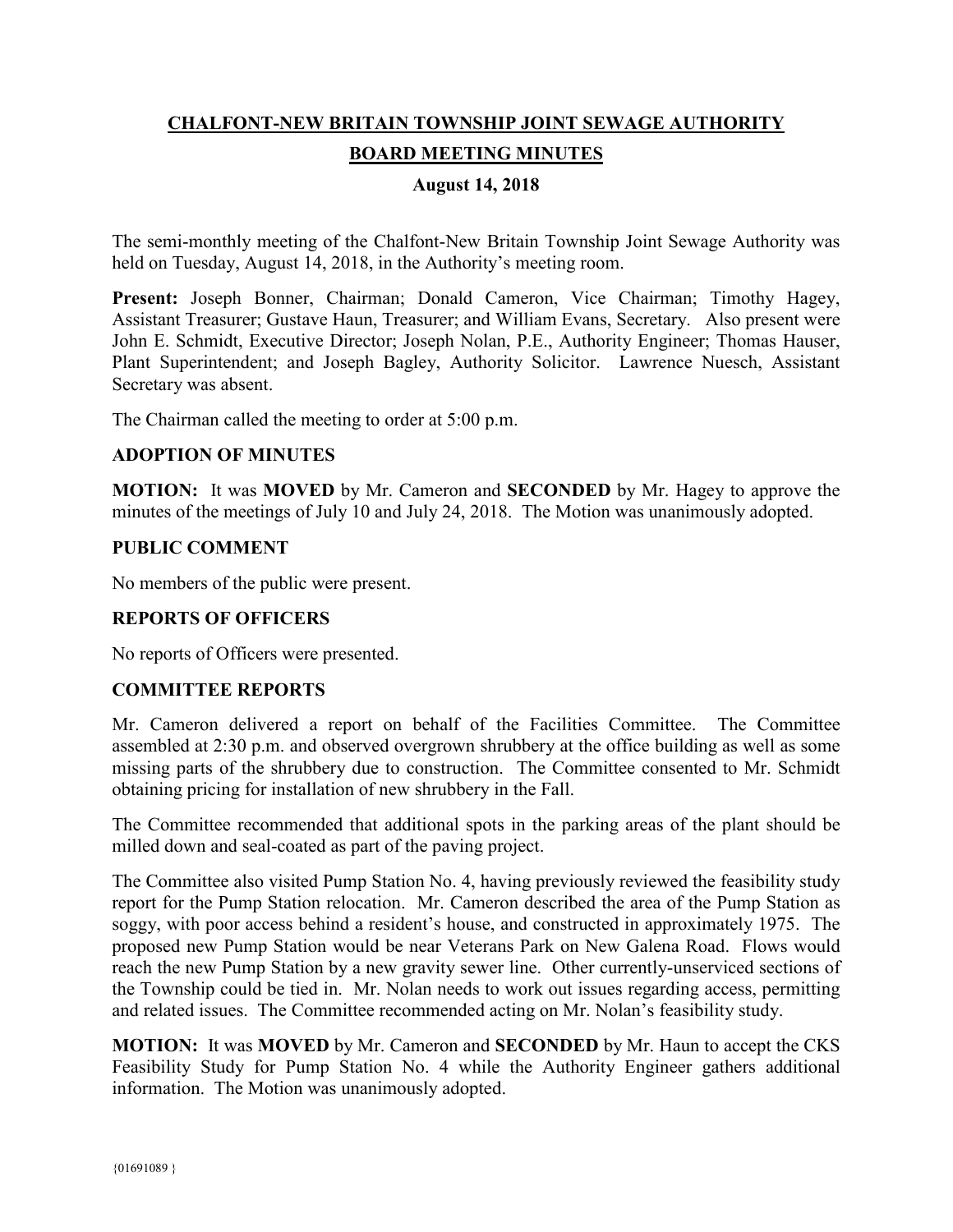# CHALFONT-NEW BRITAIN TOWNSHIP JOINT SEWAGE AUTHORITY

## BOARD MEETING MINUTES

**August 14, 2018**

The semi-monthly meeting of the Chalfont-New Britain Township Joint Sewage Authority was held on Tuesday, August 14, 2018, in the Authority's meeting room.

**Present:** Joseph Bonner, Chairman; Donald Cameron, Vice Chairman; Timothy Hagey, Assistant Treasurer; Gustave Haun, Treasurer; and William Evans, Secretary. Also present were John E. Schmidt, Executive Director; Joseph Nolan, P.E., Authority Engineer; Thomas Hauser, Plant Superintendent; and Joseph Bagley, Authority Solicitor. Lawrence Nuesch, Assistant Secretary was absent.

The Chairman called the meeting to order at 5:00 p.m.

### ADOPTION OF MINUTES

**MOTION:** It was **MOVED** by Mr. Cameron and **SECONDED** by Mr. Hagey to approve the minutes of the meetings of July 10 and July 24, 2018. The Motion was unanimously adopted.

### PUBLIC COMMENT

No members of the public were present.

### REPORTS OF OFFICERS

No reports of Officers were presented.

### COMMITTEE REPORTS

Mr. Cameron delivered a report on behalf of the Facilities Committee. The Committee assembled at 2:30 p.m. and observed overgrown shrubbery at the office building as well as some missing parts of the shrubbery due to construction. The Committee consented to Mr. Schmidt obtaining pricing for installation of new shrubbery in the Fall.

The Committee recommended that additional spots in the parking areas of the plant should be milled down and seal-coated as part of the paving project.

The Committee also visited Pump Station No. 4, having previously reviewed the feasibility study report for the Pump Station relocation. Mr. Cameron described the area of the Pump Station as soggy, with poor access behind a resident's house, and constructed in approximately 1975. The proposed new Pump Station would be near Veterans Park on New Galena Road. Flows would reach the new Pump Station by a new gravity sewer line. Other currently-unserviced sections of the Township could be tied in. Mr. Nolan needs to work out issues regarding access, permitting and related issues. The Committee recommended acting on Mr. Nolan's feasibility study.

**MOTION:** It was **MOVED** by Mr. Cameron and **SECONDED** by Mr. Haun to accept the CKS Feasibility Study for Pump Station No. 4 while the Authority Engineer gathers additional information. The Motion was unanimously adopted.

{01691089 }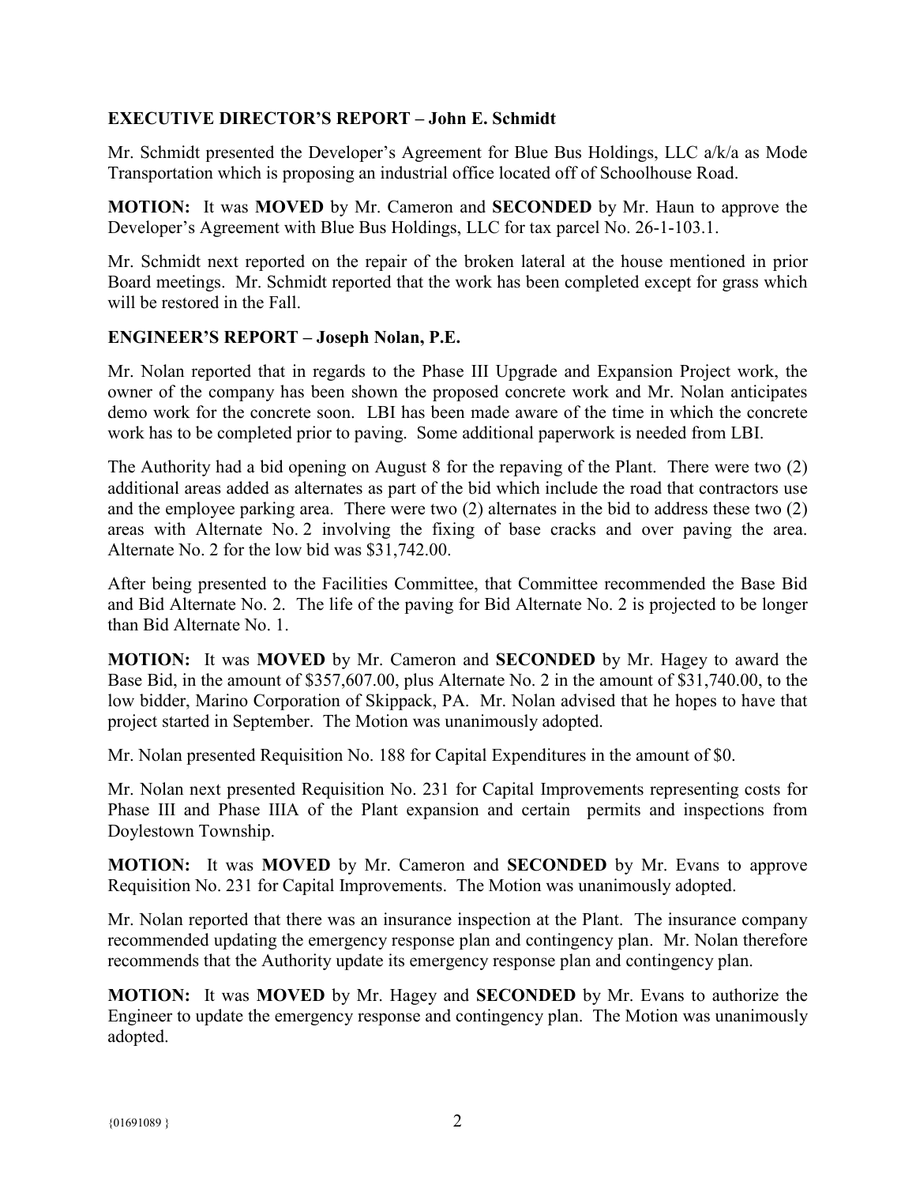**EXECUTIVE DIRECTOR'S REPORT – John E. Schmidt**

Mr. Schmidt presented the Developer's Agreement for Blue Bus Holdings, LLC a/k/a as Mode Transportation which is proposing an industrial office located off of Schoolhouse Road.

**MOTION:** It was **MOVED** by Mr. Cameron and **SECONDED** by Mr. Haun to approve the Developer's Agreement with Blue Bus Holdings, LLC for tax parcel No. 26-1-103.1.

Mr. Schmidt next reported on the repair of the broken lateral at the house mentioned in prior Board meetings. Mr. Schmidt reported that the work has been completed except for grass which will be restored in the Fall.

**ENGINEER'S REPORT – Joseph Nolan, P.E.**

Mr. Nolan reported that in regards to the Phase III Upgrade and Expansion Project work, the owner of the company has been shown the proposed concrete work and Mr. Nolan anticipates demo work for the concrete soon. LBI has been made aware of the time in which the concrete work has to be completed prior to paving. Some additional paperwork is needed from LBI.

The Authority had a bid opening on August 8 for the repaving of the Plant. There were two (2) additional areas added as alternates as part of the bid which include the road that contractors use and the employee parking area. There were two (2) alternates in the bid to address these two (2) areas with Alternate No. 2 involving the fixing of base cracks and over paving the area. Alternate No. 2 for the low bid was $31,742.00.

After being presented to the Facilities Committee, that Committee recommended the Base Bid and Bid Alternate No. 2. The life of the paving for Bid Alternate No. 2 is projected to be longer than Bid Alternate No. 1.

**MOTION:** It was **MOVED** by Mr. Cameron and **SECONDED** by Mr. Hagey to award the Base Bid, in the amount of $357,607.00, plus Alternate No. 2 in the amount of $31,740.00, to the low bidder, Marino Corporation of Skippack, PA. Mr. Nolan advised that he hopes to have that project started in September. The Motion was unanimously adopted.

Mr. Nolan presented Requisition No. 188 for Capital Expenditures in the amount of $0.

Mr. Nolan next presented Requisition No. 231 for Capital Improvements representing costs for Phase III and Phase IIIA of the Plant expansion and certain permits and inspections from Doylestown Township.

**MOTION:** It was **MOVED** by Mr. Cameron and **SECONDED** by Mr. Evans to approve Requisition No. 231 for Capital Improvements. The Motion was unanimously adopted.

Mr. Nolan reported that there was an insurance inspection at the Plant. The insurance company recommended updating the emergency response plan and contingency plan. Mr. Nolan therefore recommends that the Authority update its emergency response plan and contingency plan.

**MOTION:** It was **MOVED** by Mr. Hagey and **SECONDED** by Mr. Evans to authorize the Engineer to update the emergency response and contingency plan. The Motion was unanimously adopted.

{01691089 }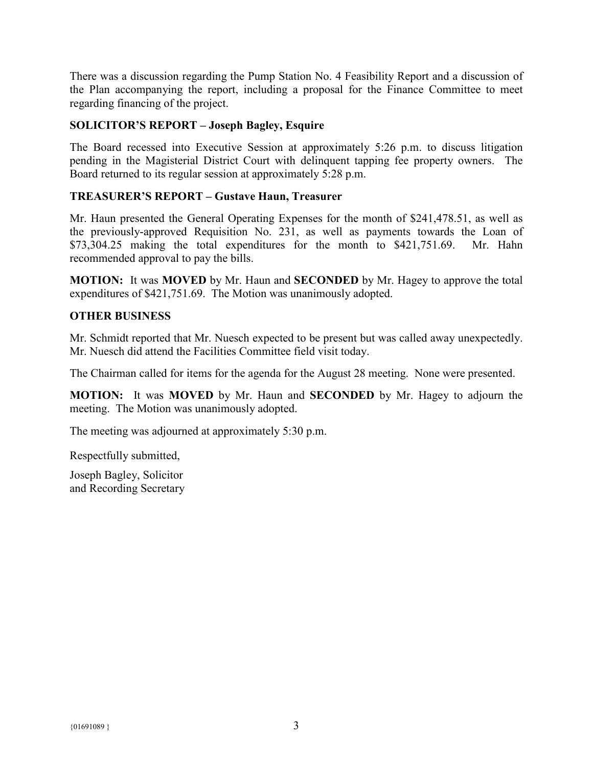There was a discussion regarding the Pump Station No. 4 Feasibility Report and a discussion of the Plan accompanying the report, including a proposal for the Finance Committee to meet regarding financing of the project.

**SOLICITOR'S REPORT – Joseph Bagley, Esquire**

The Board recessed into Executive Session at approximately 5:26 p.m. to discuss litigation pending in the Magisterial District Court with delinquent tapping fee property owners. The Board returned to its regular session at approximately 5:28 p.m.

**TREASURER'S REPORT – Gustave Haun, Treasurer**

Mr. Haun presented the General Operating Expenses for the month of $241,478.51, as well as the previously-approved Requisition No. 231, as well as payments towards the Loan of $73,304.25 making the total expenditures for the month to $421,751.69. Mr. Hahn recommended approval to pay the bills.

**MOTION:** It was **MOVED** by Mr. Haun and **SECONDED** by Mr. Hagey to approve the total expenditures of $421,751.69. The Motion was unanimously adopted.

**OTHER BUSINESS**

Mr. Schmidt reported that Mr. Nuesch expected to be present but was called away unexpectedly. Mr. Nuesch did attend the Facilities Committee field visit today.

The Chairman called for items for the agenda for the August 28 meeting. None were presented.

**MOTION:** It was **MOVED** by Mr. Haun and **SECONDED** by Mr. Hagey to adjourn the meeting. The Motion was unanimously adopted.

The meeting was adjourned at approximately 5:30 p.m.

Respectfully submitted,

Joseph Bagley, Solicitor
and Recording Secretary

{01691089 }